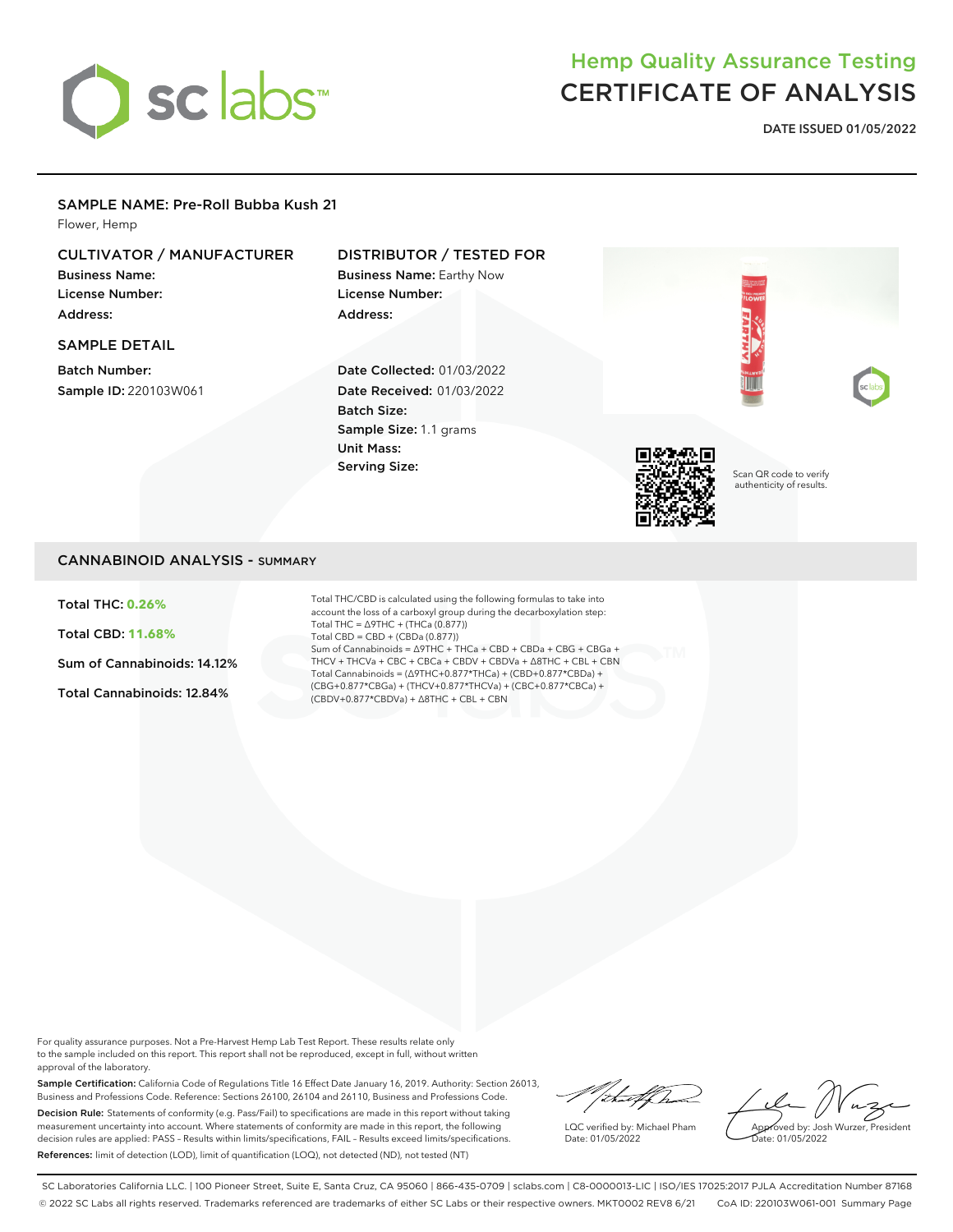# Hemp Quality Assurance Testing
# CERTIFICATE OF ANALYSIS

**DATE ISSUED 01/05/2022**

## SAMPLE NAME: Pre-Roll Bubba Kush 21

Flower, Hemp

### CULTIVATOR / MANUFACTURER

**Business Name:**
**License Number:**
**Address:**

### DISTRIBUTOR / TESTED FOR

**Business Name:** Earthy Now
**License Number:**
**Address:**

### SAMPLE DETAIL

**Batch Number:**
**Sample ID:** 220103W061

**Date Collected:** 01/03/2022
**Date Received:** 01/03/2022
**Batch Size:**
**Sample Size:** 1.1 grams
**Unit Mass:**
**Serving Size:**

Scan QR code to verify authenticity of results.

## CANNABINOID ANALYSIS - SUMMARY

**Total THC: 0.26%**

**Total CBD: 11.68%**

**Sum of Cannabinoids: 14.12%**

**Total Cannabinoids: 12.84%**

Total THC/CBD is calculated using the following formulas to take into account the loss of a carboxyl group during the decarboxylation step:
Total THC = Δ9THC + (THCa (0.877))
Total CBD = CBD + (CBDa (0.877))
Sum of Cannabinoids = Δ9THC + THCa + CBD + CBDa + CBG + CBGa + THCV + THCVa + CBC + CBCa + CBDV + CBDVa + Δ8THC + CBL + CBN
Total Cannabinoids = (Δ9THC+0.877*THCa) + (CBD+0.877*CBDa) + (CBG+0.877*CBGa) + (THCV+0.877*THCVa) + (CBC+0.877*CBCa) + (CBDV+0.877*CBDVa) + Δ8THC + CBL + CBN

For quality assurance purposes. Not a Pre-Harvest Hemp Lab Test Report. These results relate only to the sample included on this report. This report shall not be reproduced, except in full, without written approval of the laboratory.

**Sample Certification:** California Code of Regulations Title 16 Effect Date January 16, 2019. Authority: Section 26013, Business and Professions Code. Reference: Sections 26100, 26104 and 26110, Business and Professions Code.

**Decision Rule:** Statements of conformity (e.g. Pass/Fail) to specifications are made in this report without taking measurement uncertainty into account. Where statements of conformity are made in this report, the following decision rules are applied: PASS – Results within limits/specifications, FAIL – Results exceed limits/specifications.

**References:** limit of detection (LOD), limit of quantification (LOQ), not detected (ND), not tested (NT)

LQC verified by: Michael Pham
Date: 01/05/2022

Approved by: Josh Wurzer, President
Date: 01/05/2022

SC Laboratories California LLC. | 100 Pioneer Street, Suite E, Santa Cruz, CA 95060 | 866-435-0709 | sclabs.com | C8-0000013-LIC | ISO/IES 17025:2017 PJLA Accreditation Number 87168
© 2022 SC Labs all rights reserved. Trademarks referenced are trademarks of either SC Labs or their respective owners. MKT0002 REV8 6/21 CoA ID: 220103W061-001 Summary Page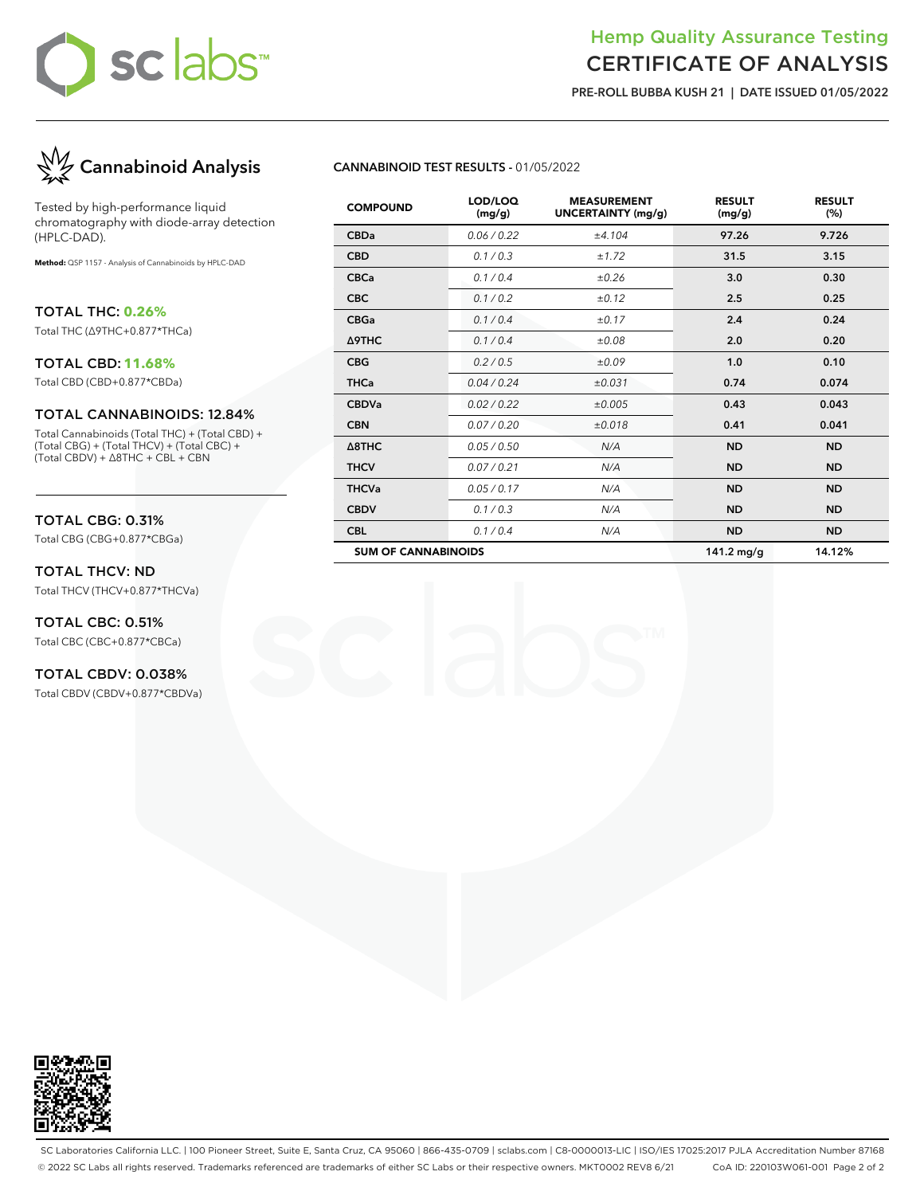# Hemp Quality Assurance Testing
# CERTIFICATE OF ANALYSIS

**PRE-ROLL BUBBA KUSH 21 | DATE ISSUED 01/05/2022**

## Cannabinoid Analysis

Tested by high-performance liquid chromatography with diode-array detection (HPLC-DAD).

**Method:** QSP 1157 - Analysis of Cannabinoids by HPLC-DAD

**TOTAL THC: 0.26%**
Total THC (Δ9THC+0.877*THCa)

**TOTAL CBD: 11.68%**
Total CBD (CBD+0.877*CBDa)

**TOTAL CANNABINOIDS: 12.84%**
Total Cannabinoids (Total THC) + (Total CBD) + (Total CBG) + (Total THCV) + (Total CBC) + (Total CBDV) + Δ8THC + CBL + CBN

**TOTAL CBG: 0.31%**
Total CBG (CBG+0.877*CBGa)

**TOTAL THCV: ND**
Total THCV (THCV+0.877*THCVa)

**TOTAL CBC: 0.51%**
Total CBC (CBC+0.877*CBCa)

**TOTAL CBDV: 0.038%**
Total CBDV (CBDV+0.877*CBDVa)

**CANNABINOID TEST RESULTS** - 01/05/2022

| COMPOUND | LOD/LOQ (mg/g) | MEASUREMENT UNCERTAINTY (mg/g) | RESULT (mg/g) | RESULT (%) |
|---|---|---|---|---|
| CBDa | 0.06 / 0.22 | ±4.104 | 97.26 | 9.726 |
| CBD | 0.1 / 0.3 | ±1.72 | 31.5 | 3.15 |
| CBCa | 0.1 / 0.4 | ±0.26 | 3.0 | 0.30 |
| CBC | 0.1 / 0.2 | ±0.12 | 2.5 | 0.25 |
| CBGa | 0.1 / 0.4 | ±0.17 | 2.4 | 0.24 |
| Δ9THC | 0.1 / 0.4 | ±0.08 | 2.0 | 0.20 |
| CBG | 0.2 / 0.5 | ±0.09 | 1.0 | 0.10 |
| THCa | 0.04 / 0.24 | ±0.031 | 0.74 | 0.074 |
| CBDVa | 0.02 / 0.22 | ±0.005 | 0.43 | 0.043 |
| CBN | 0.07 / 0.20 | ±0.018 | 0.41 | 0.041 |
| Δ8THC | 0.05 / 0.50 | N/A | ND | ND |
| THCV | 0.07 / 0.21 | N/A | ND | ND |
| THCVa | 0.05 / 0.17 | N/A | ND | ND |
| CBDV | 0.1 / 0.3 | N/A | ND | ND |
| CBL | 0.1 / 0.4 | N/A | ND | ND |
| **SUM OF CANNABINOIDS** | | | 141.2 mg/g | 14.12% |

SC Laboratories California LLC. | 100 Pioneer Street, Suite E, Santa Cruz, CA 95060 | 866-435-0709 | sclabs.com | C8-0000013-LIC | ISO/IES 17025:2017 PJLA Accreditation Number 87168
© 2022 SC Labs all rights reserved. Trademarks referenced are trademarks of either SC Labs or their respective owners. MKT0002 REV8 6/21 CoA ID: 220103W061-001